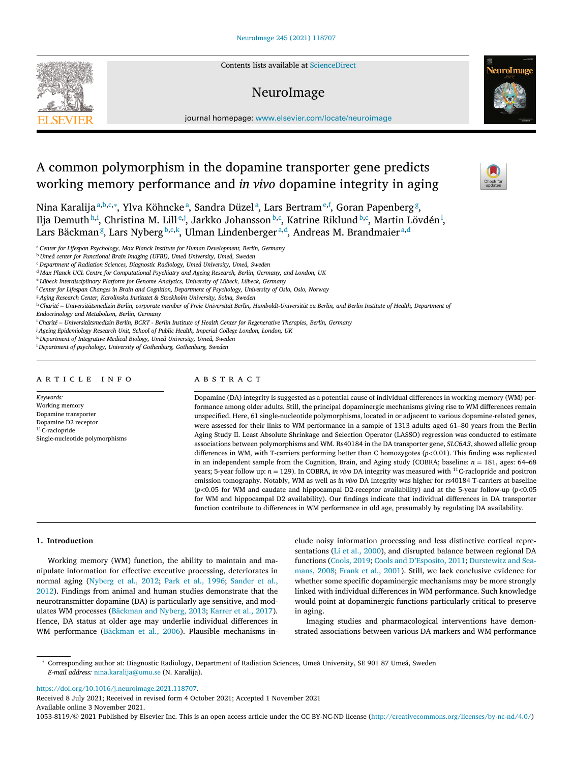# A common polymorphism in the dopamine transporter gene predicts working memory performance and *in vivo* dopamine integrity in aging

Nina Karalija[a,b,c,*], Ylva Köhncke[a], Sandra Düzel[a], Lars Bertram[e,f], Goran Papenberg[g], Ilja Demuth[h,i], Christina M. Lill[e,j], Jarkko Johansson[b,c], Katrine Riklund[b,c], Martin Lövdén[l], Lars Bäckman[g], Lars Nyberg[b,c,k], Ulman Lindenberger[a,d], Andreas M. Brandmaier[a,d]

[a] Center for Lifespan Psychology, Max Planck Institute for Human Development, Berlin, Germany
[b] Umeå center for Functional Brain Imaging (UFBI), Umeå University, Sweden
[c] Department of Radiation Sciences, Diagnostic Radiology, Umeå University, Umeå, Sweden
[d] Max Planck UCL Centre for Computational Psychiatry and Ageing Research, Berlin, Germany, and London, UK
[e] Lübeck Interdisciplinary Platform for Genome Analytics, University of Lübeck, Lübeck, Germany
[f] Center for Lifespan Changes in Brain and Cognition, Department of Psychology, University of Oslo, Oslo, Norway
[g] Aging Research Center, Karolinska Institutet & Stockholm University, Solna, Sweden
[h] Charité – Universitätsmedizin Berlin, corporate member of Freie Universität Berlin, Humboldt-Universität zu Berlin, and Berlin Institute of Health, Department of Endocrinology and Metabolism, Berlin, Germany
[i] Charité – Universitätsmedizin Berlin, BCRT - Berlin Institute of Health Center for Regenerative Therapies, Berlin, Germany
[j] Ageing Epidemiology Research Unit, School of Public Health, Imperial College London, London, UK
[k] Department of Integrative Medical Biology, Umeå University, Umeå, Sweden
[l] Department of psychology, University of Gothenburg, Gothenburg, Sweden

## ARTICLE INFO

*Keywords:*
Working memory
Dopamine transporter
Dopamine D2 receptor
$^{11}$C-raclopride
Single-nucleotide polymorphisms

## ABSTRACT

Dopamine (DA) integrity is suggested as a potential cause of individual differences in working memory (WM) performance among older adults. Still, the principal dopaminergic mechanisms giving rise to WM differences remain unspecified. Here, 61 single-nucleotide polymorphisms, located in or adjacent to various dopamine-related genes, were assessed for their links to WM performance in a sample of 1313 adults aged 61–80 years from the Berlin Aging Study II. Least Absolute Shrinkage and Selection Operator (LASSO) regression was conducted to estimate associations between polymorphisms and WM. Rs40184 in the DA transporter gene, *SLC6A3*, showed allelic group differences in WM, with T-carriers performing better than C homozygotes ($p<0.01$). This finding was replicated in an independent sample from the Cognition, Brain, and Aging study (COBRA; baseline: $n = 181$, ages: 64–68 years; 5-year follow up: $n = 129$). In COBRA, *in vivo* DA integrity was measured with $^{11}$C-raclopride and positron emission tomography. Notably, WM as well as *in vivo* DA integrity was higher for rs40184 T-carriers at baseline ($p<0.05$ for WM and caudate and hippocampal D2-receptor availability) and at the 5-year follow-up ($p<0.05$ for WM and hippocampal D2 availability). Our findings indicate that individual differences in DA transporter function contribute to differences in WM performance in old age, presumably by regulating DA availability.

## 1. Introduction

Working memory (WM) function, the ability to maintain and manipulate information for effective executive processing, deteriorates in normal aging (Nyberg et al., 2012; Park et al., 1996; Sander et al., 2012). Findings from animal and human studies demonstrate that the neurotransmitter dopamine (DA) is particularly age sensitive, and modulates WM processes (Bäckman and Nyberg, 2013; Karrer et al., 2017). Hence, DA status at older age may underlie individual differences in WM performance (Bäckman et al., 2006). Plausible mechanisms include noisy information processing and less distinctive cortical representations (Li et al., 2000), and disrupted balance between regional DA functions (Cools, 2019; Cools and D'Esposito, 2011; Durstewitz and Seamans, 2008; Frank et al., 2001). Still, we lack conclusive evidence for whether some specific dopaminergic mechanisms may be more strongly linked with individual differences in WM performance. Such knowledge would point at dopaminergic functions particularly critical to preserve in aging.

Imaging studies and pharmacological interventions have demonstrated associations between various DA markers and WM performance

---

* Corresponding author at: Diagnostic Radiology, Department of Radiation Sciences, Umeå University, SE 901 87 Umeå, Sweden
*E-mail address:* nina.karalija@umu.se (N. Karalija).

https://doi.org/10.1016/j.neuroimage.2021.118707.
Received 8 July 2021; Received in revised form 4 October 2021; Accepted 1 November 2021
Available online 3 November 2021.
1053-8119/© 2021 Published by Elsevier Inc. This is an open access article under the CC BY-NC-ND license (http://creativecommons.org/licenses/by-nc-nd/4.0/)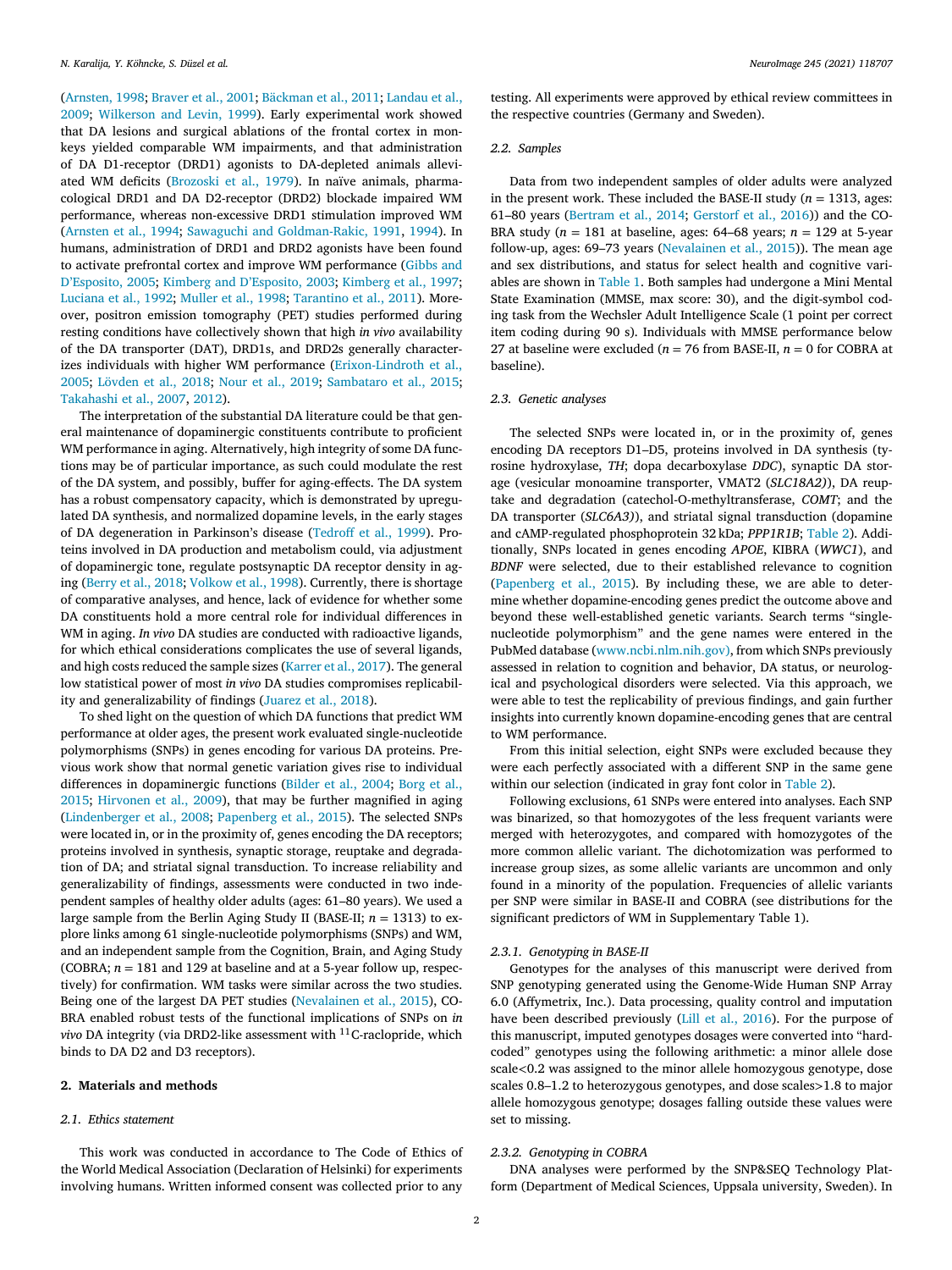(Arnsten, 1998; Braver et al., 2001; Bäckman et al., 2011; Landau et al., 2009; Wilkerson and Levin, 1999). Early experimental work showed that DA lesions and surgical ablations of the frontal cortex in monkeys yielded comparable WM impairments, and that administration of DA D1-receptor (DRD1) agonists to DA-depleted animals alleviated WM deficits (Brozoski et al., 1979). In naïve animals, pharmacological DRD1 and DA D2-receptor (DRD2) blockade impaired WM performance, whereas non-excessive DRD1 stimulation improved WM (Arnsten et al., 1994; Sawaguchi and Goldman-Rakic, 1991, 1994). In humans, administration of DRD1 and DRD2 agonists have been found to activate prefrontal cortex and improve WM performance (Gibbs and D'Esposito, 2005; Kimberg and D'Esposito, 2003; Kimberg et al., 1997; Luciana et al., 1992; Muller et al., 1998; Tarantino et al., 2011). Moreover, positron emission tomography (PET) studies performed during resting conditions have collectively shown that high *in vivo* availability of the DA transporter (DAT), DRD1s, and DRD2s generally characterizes individuals with higher WM performance (Erixon-Lindroth et al., 2005; Lövden et al., 2018; Nour et al., 2019; Sambataro et al., 2015; Takahashi et al., 2007, 2012).

The interpretation of the substantial DA literature could be that general maintenance of dopaminergic constituents contribute to proficient WM performance in aging. Alternatively, high integrity of some DA functions may be of particular importance, as such could modulate the rest of the DA system, and possibly, buffer for aging-effects. The DA system has a robust compensatory capacity, which is demonstrated by upregulated DA synthesis, and normalized dopamine levels, in the early stages of DA degeneration in Parkinson's disease (Tedroff et al., 1999). Proteins involved in DA production and metabolism could, via adjustment of dopaminergic tone, regulate postsynaptic DA receptor density in aging (Berry et al., 2018; Volkow et al., 1998). Currently, there is shortage of comparative analyses, and hence, lack of evidence for whether some DA constituents hold a more central role for individual differences in WM in aging. *In vivo* DA studies are conducted with radioactive ligands, for which ethical considerations complicates the use of several ligands, and high costs reduced the sample sizes (Karrer et al., 2017). The general low statistical power of most *in vivo* DA studies compromises replicability and generalizability of findings (Juarez et al., 2018).

To shed light on the question of which DA functions that predict WM performance at older ages, the present work evaluated single-nucleotide polymorphisms (SNPs) in genes encoding for various DA proteins. Previous work show that normal genetic variation gives rise to individual differences in dopaminergic functions (Bilder et al., 2004; Borg et al., 2015; Hirvonen et al., 2009), that may be further magnified in aging (Lindenberger et al., 2008; Papenberg et al., 2015). The selected SNPs were located in, or in the proximity of, genes encoding the DA receptors; proteins involved in synthesis, synaptic storage, reuptake and degradation of DA; and striatal signal transduction. To increase reliability and generalizability of findings, assessments were conducted in two independent samples of healthy older adults (ages: 61–80 years). We used a large sample from the Berlin Aging Study II (BASE-II; *n* = 1313) to explore links among 61 single-nucleotide polymorphisms (SNPs) and WM, and an independent sample from the Cognition, Brain, and Aging Study (COBRA; *n* = 181 and 129 at baseline and at a 5-year follow up, respectively) for confirmation. WM tasks were similar across the two studies. Being one of the largest DA PET studies (Nevalainen et al., 2015), COBRA enabled robust tests of the functional implications of SNPs on *in vivo* DA integrity (via DRD2-like assessment with $^{11}$C-raclopride, which binds to DA D2 and D3 receptors).

## 2. Materials and methods

### 2.1. Ethics statement

This work was conducted in accordance to The Code of Ethics of the World Medical Association (Declaration of Helsinki) for experiments involving humans. Written informed consent was collected prior to any testing. All experiments were approved by ethical review committees in the respective countries (Germany and Sweden).

### 2.2. Samples

Data from two independent samples of older adults were analyzed in the present work. These included the BASE-II study (*n* = 1313, ages: 61–80 years (Bertram et al., 2014; Gerstorf et al., 2016)) and the COBRA study (*n* = 181 at baseline, ages: 64–68 years; *n* = 129 at 5-year follow-up, ages: 69–73 years (Nevalainen et al., 2015)). The mean age and sex distributions, and status for select health and cognitive variables are shown in Table 1. Both samples had undergone a Mini Mental State Examination (MMSE, max score: 30), and the digit-symbol coding task from the Wechsler Adult Intelligence Scale (1 point per correct item coding during 90 s). Individuals with MMSE performance below 27 at baseline were excluded (*n* = 76 from BASE-II, *n* = 0 for COBRA at baseline).

### 2.3. Genetic analyses

The selected SNPs were located in, or in the proximity of, genes encoding DA receptors D1–D5, proteins involved in DA synthesis (tyrosine hydroxylase, *TH*; dopa decarboxylase *DDC*), synaptic DA storage (vesicular monoamine transporter, VMAT2 (*SLC18A2*)), DA reuptake and degradation (catechol-O-methyltransferase, *COMT*; and the DA transporter (*SLC6A3*)), and striatal signal transduction (dopamine and cAMP-regulated phosphoprotein 32 kDa; *PPP1R1B*; Table 2). Additionally, SNPs located in genes encoding *APOE*, KIBRA (*WWC1*), and *BDNF* were selected, due to their established relevance to cognition (Papenberg et al., 2015). By including these, we are able to determine whether dopamine-encoding genes predict the outcome above and beyond these well-established genetic variants. Search terms "single-nucleotide polymorphism" and the gene names were entered in the PubMed database (www.ncbi.nlm.nih.gov), from which SNPs previously assessed in relation to cognition and behavior, DA status, or neurological and psychological disorders were selected. Via this approach, we were able to test the replicability of previous findings, and gain further insights into currently known dopamine-encoding genes that are central to WM performance.

From this initial selection, eight SNPs were excluded because they were each perfectly associated with a different SNP in the same gene within our selection (indicated in gray font color in Table 2).

Following exclusions, 61 SNPs were entered into analyses. Each SNP was binarized, so that homozygotes of the less frequent variants were merged with heterozygotes, and compared with homozygotes of the more common allelic variant. The dichotomization was performed to increase group sizes, as some allelic variants are uncommon and only found in a minority of the population. Frequencies of allelic variants per SNP were similar in BASE-II and COBRA (see distributions for the significant predictors of WM in Supplementary Table 1).

#### 2.3.1. Genotyping in BASE-II

Genotypes for the analyses of this manuscript were derived from SNP genotyping generated using the Genome-Wide Human SNP Array 6.0 (Affymetrix, Inc.). Data processing, quality control and imputation have been described previously (Lill et al., 2016). For the purpose of this manuscript, imputed genotypes dosages were converted into "hard-coded" genotypes using the following arithmetic: a minor allele dose scale<0.2 was assigned to the minor allele homozygous genotype, dose scales 0.8–1.2 to heterozygous genotypes, and dose scales>1.8 to major allele homozygous genotype; dosages falling outside these values were set to missing.

#### 2.3.2. Genotyping in COBRA

DNA analyses were performed by the SNP&SEQ Technology Platform (Department of Medical Sciences, Uppsala university, Sweden). In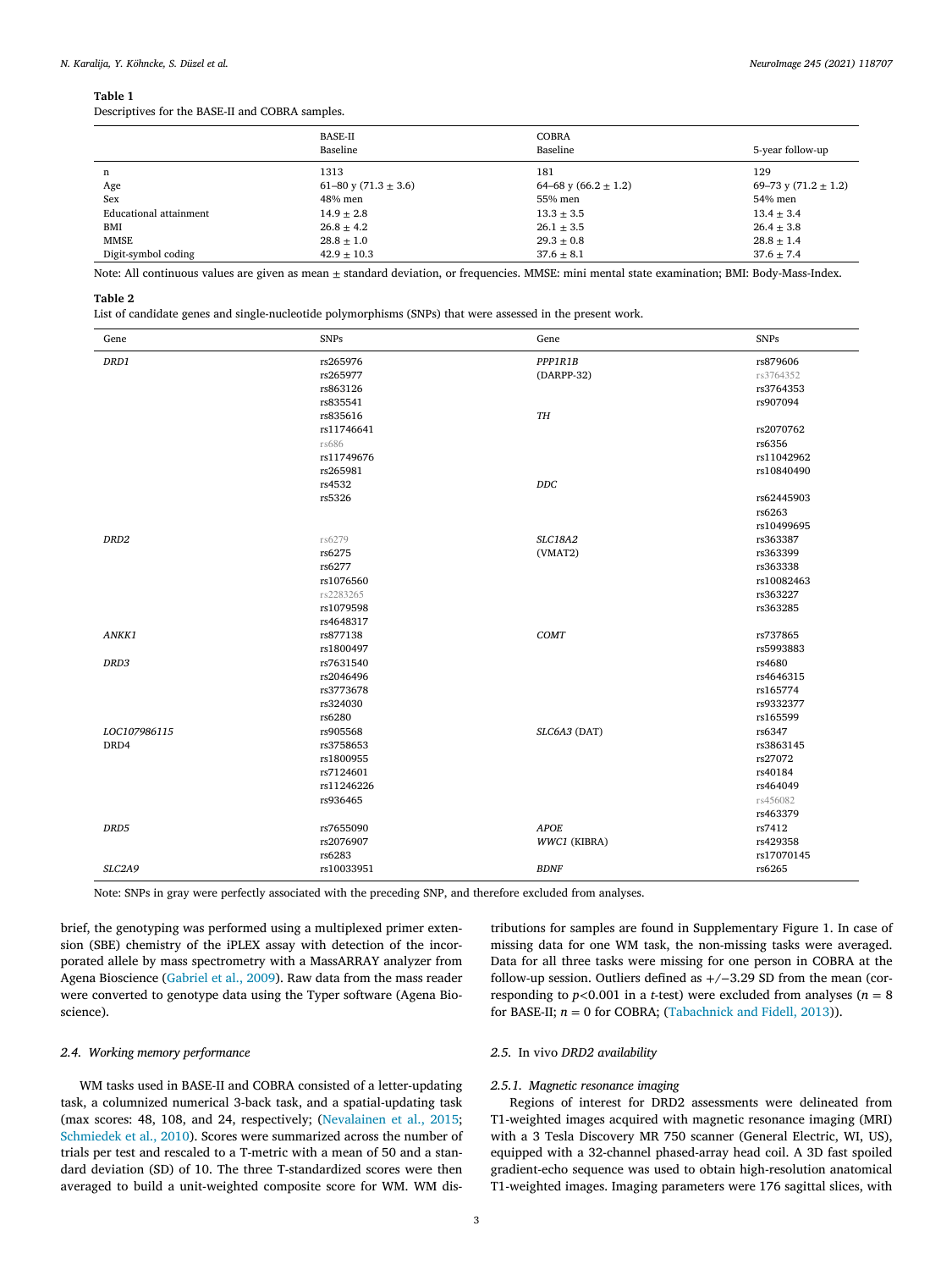**Table 1**
Descriptives for the BASE-II and COBRA samples.

| | BASE-II Baseline | COBRA Baseline | 5-year follow-up |
|---|---|---|---|
| n | 1313 | 181 | 129 |
| Age | 61–80 y (71.3 ± 3.6) | 64–68 y (66.2 ± 1.2) | 69–73 y (71.2 ± 1.2) |
| Sex | 48% men | 55% men | 54% men |
| Educational attainment | 14.9 ± 2.8 | 13.3 ± 3.5 | 13.4 ± 3.4 |
| BMI | 26.8 ± 4.2 | 26.1 ± 3.5 | 26.4 ± 3.8 |
| MMSE | 28.8 ± 1.0 | 29.3 ± 0.8 | 28.8 ± 1.4 |
| Digit-symbol coding | 42.9 ± 10.3 | 37.6 ± 8.1 | 37.6 ± 7.4 |

Note: All continuous values are given as mean ± standard deviation, or frequencies. MMSE: mini mental state examination; BMI: Body-Mass-Index.

**Table 2**
List of candidate genes and single-nucleotide polymorphisms (SNPs) that were assessed in the present work.

| Gene | SNPs | Gene | SNPs |
|---|---|---|---|
| *DRD1* | rs265976 | *PPP1R1B* | rs879606 |
| | rs265977 | (DARPP-32) | rs3764352 |
| | rs863126 | | rs3764353 |
| | rs835541 | | rs907094 |
| | rs835616 | *TH* | |
| | rs11746641 | | rs2070762 |
| | rs686 | | rs6356 |
| | rs11749676 | | rs11042962 |
| | rs265981 | | rs10840490 |
| | rs4532 | *DDC* | |
| | rs5326 | | rs62445903 |
| | | | rs6263 |
| | | | rs10499695 |
| *DRD2* | rs6279 | *SLC18A2* | rs363387 |
| | rs6275 | (VMAT2) | rs363399 |
| | rs6277 | | rs363338 |
| | rs1076560 | | rs10082463 |
| | rs2283265 | | rs363227 |
| | rs1079598 | | rs363285 |
| | rs4648317 | | |
| *ANKK1* | rs877138 | *COMT* | rs737865 |
| | rs1800497 | | rs5993883 |
| *DRD3* | rs7631540 | | rs4680 |
| | rs2046496 | | rs4646315 |
| | rs3773678 | | rs165774 |
| | rs324030 | | rs9332377 |
| | rs6280 | | rs165599 |
| *LOC107986115* | rs905568 | *SLC6A3* (DAT) | rs6347 |
| DRD4 | rs3758653 | | rs3863145 |
| | rs1800955 | | rs27072 |
| | rs7124601 | | rs40184 |
| | rs11246226 | | rs464049 |
| | rs936465 | | rs456082 |
| | | | rs463379 |
| *DRD5* | rs7655090 | *APOE* | rs7412 |
| | rs2076907 | *WWC1* (KIBRA) | rs429358 |
| | rs6283 | | rs17070145 |
| *SLC2A9* | rs10033951 | *BDNF* | rs6265 |

Note: SNPs in gray were perfectly associated with the preceding SNP, and therefore excluded from analyses.

brief, the genotyping was performed using a multiplexed primer extension (SBE) chemistry of the iPLEX assay with detection of the incorporated allele by mass spectrometry with a MassARRAY analyzer from Agena Bioscience (Gabriel et al., 2009). Raw data from the mass reader were converted to genotype data using the Typer software (Agena Bioscience).

### 2.4. Working memory performance

WM tasks used in BASE-II and COBRA consisted of a letter-updating task, a columnized numerical 3-back task, and a spatial-updating task (max scores: 48, 108, and 24, respectively; (Nevalainen et al., 2015; Schmiedek et al., 2010). Scores were summarized across the number of trials per test and rescaled to a T-metric with a mean of 50 and a standard deviation (SD) of 10. The three T-standardized scores were then averaged to build a unit-weighted composite score for WM. WM distributions for samples are found in Supplementary Figure 1. In case of missing data for one WM task, the non-missing tasks were averaged. Data for all three tasks were missing for one person in COBRA at the follow-up session. Outliers defined as +/−3.29 SD from the mean (corresponding to $p<0.001$ in a $t$-test) were excluded from analyses ($n = 8$ for BASE-II; $n = 0$ for COBRA; (Tabachnick and Fidell, 2013)).

### 2.5. In vivo *DRD2* availability

#### 2.5.1. Magnetic resonance imaging

Regions of interest for DRD2 assessments were delineated from T1-weighted images acquired with magnetic resonance imaging (MRI) with a 3 Tesla Discovery MR 750 scanner (General Electric, WI, US), equipped with a 32-channel phased-array head coil. A 3D fast spoiled gradient-echo sequence was used to obtain high-resolution anatomical T1-weighted images. Imaging parameters were 176 sagittal slices, with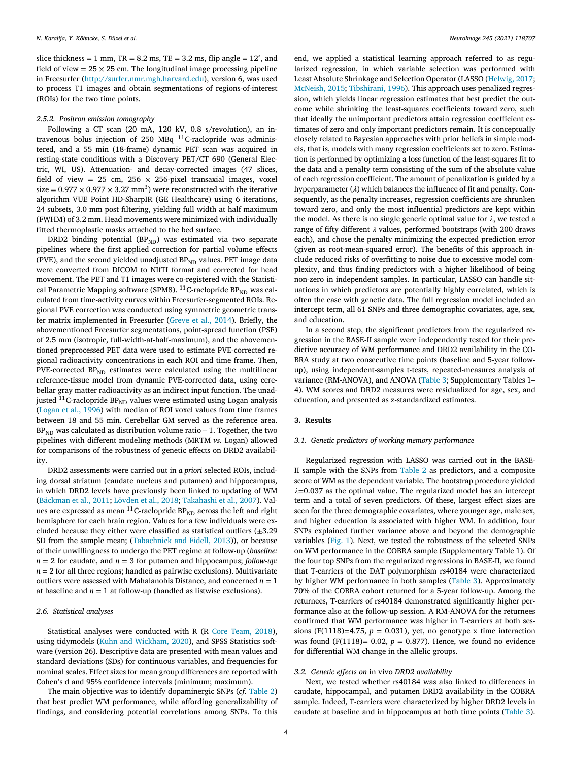slice thickness = 1 mm, TR = 8.2 ms, TE = 3.2 ms, flip angle = 12°, and field of view = 25 × 25 cm. The longitudinal image processing pipeline in Freesurfer (http://surfer.nmr.mgh.harvard.edu), version 6, was used to process T1 images and obtain segmentations of regions-of-interest (ROIs) for the two time points.

#### *2.5.2. Positron emission tomography*

Following a CT scan (20 mA, 120 kV, 0.8 s/revolution), an intravenous bolus injection of 250 MBq $^{11}$C-raclopride was administered, and a 55 min (18-frame) dynamic PET scan was acquired in resting-state conditions with a Discovery PET/CT 690 (General Electric, WI, US). Attenuation- and decay-corrected images (47 slices, field of view = 25 cm, 256 × 256-pixel transaxial images, voxel size = 0.977 × 0.977 × 3.27 mm$^3$) were reconstructed with the iterative algorithm VUE Point HD-SharpIR (GE Healthcare) using 6 iterations, 24 subsets, 3.0 mm post filtering, yielding full width at half maximum (FWHM) of 3.2 mm. Head movements were minimized with individually fitted thermoplastic masks attached to the bed surface.

DRD2 binding potential ($BP_{ND}$) was estimated via two separate pipelines where the first applied correction for partial volume effects (PVE), and the second yielded unadjusted $BP_{ND}$ values. PET image data were converted from DICOM to NIfTI format and corrected for head movement. The PET and T1 images were co-registered with the Statistical Parametric Mapping software (SPM8). $^{11}$C-raclopride $BP_{ND}$ was calculated from time-activity curves within Freesurfer-segmented ROIs. Regional PVE correction was conducted using symmetric geometric transfer matrix implemented in Freesurfer (Greve et al., 2014). Briefly, the abovementioned Freesurfer segmentations, point-spread function (PSF) of 2.5 mm (isotropic, full-width-at-half-maximum), and the abovementioned preprocessed PET data were used to estimate PVE-corrected regional radioactivity concentrations in each ROI and time frame. Then, PVE-corrected $BP_{ND}$ estimates were calculated using the multilinear reference-tissue model from dynamic PVE-corrected data, using cerebellar gray matter radioactivity as an indirect input function. The unadjusted $^{11}$C-raclopride $BP_{ND}$ values were estimated using Logan analysis (Logan et al., 1996) with median of ROI voxel values from time frames between 18 and 55 min. Cerebellar GM served as the reference area. $BP_{ND}$ was calculated as distribution volume ratio – 1. Together, the two pipelines with different modeling methods (MRTM *vs*. Logan) allowed for comparisons of the robustness of genetic effects on DRD2 availability.

DRD2 assessments were carried out in *a priori* selected ROIs, including dorsal striatum (caudate nucleus and putamen) and hippocampus, in which DRD2 levels have previously been linked to updating of WM (Bäckman et al., 2011; Lövden et al., 2018; Takahashi et al., 2007). Values are expressed as mean $^{11}$C-raclopride $BP_{ND}$ across the left and right hemisphere for each brain region. Values for a few individuals were excluded because they either were classified as statistical outliers (±3.29 SD from the sample mean; (Tabachnick and Fidell, 2013)), or because of their unwillingness to undergo the PET regime at follow-up (*baseline:* $n = 2$ for caudate, and $n = 3$ for putamen and hippocampus; *follow-up:* $n = 2$ for all three regions; handled as pairwise exclusions). Multivariate outliers were assessed with Mahalanobis Distance, and concerned $n = 1$ at baseline and $n = 1$ at follow-up (handled as listwise exclusions).

### *2.6. Statistical analyses*

Statistical analyses were conducted with R (R Core Team, 2018), using tidymodels (Kuhn and Wickham, 2020), and SPSS Statistics software (version 26). Descriptive data are presented with mean values and standard deviations (SDs) for continuous variables, and frequencies for nominal scales. Effect sizes for mean group differences are reported with Cohen's d and 95% confidence intervals (minimum; maximum).

The main objective was to identify dopaminergic SNPs (*cf.* Table 2) that best predict WM performance, while affording generalizability of findings, and considering potential correlations among SNPs. To this end, we applied a statistical learning approach referred to as regularized regression, in which variable selection was performed with Least Absolute Shrinkage and Selection Operator (LASSO (Helwig, 2017; McNeish, 2015; Tibshirani, 1996). This approach uses penalized regression, which yields linear regression estimates that best predict the outcome while shrinking the least-squares coefficients toward zero, such that ideally the unimportant predictors attain regression coefficient estimates of zero and only important predictors remain. It is conceptually closely related to Bayesian approaches with prior beliefs in simple models, that is, models with many regression coefficients set to zero. Estimation is performed by optimizing a loss function of the least-squares fit to the data and a penalty term consisting of the sum of the absolute value of each regression coefficient. The amount of penalization is guided by a hyperparameter ($\lambda$) which balances the influence of fit and penalty. Consequently, as the penalty increases, regression coefficients are shrunken toward zero, and only the most influential predictors are kept within the model. As there is no single generic optimal value for $\lambda$, we tested a range of fifty different $\lambda$ values, performed bootstraps (with 200 draws each), and chose the penalty minimizing the expected prediction error (given as root-mean-squared error). The benefits of this approach include reduced risks of overfitting to noise due to excessive model complexity, and thus finding predictors with a higher likelihood of being non-zero in independent samples. In particular, LASSO can handle situations in which predictors are potentially highly correlated, which is often the case with genetic data. The full regression model included an intercept term, all 61 SNPs and three demographic covariates, age, sex, and education.

In a second step, the significant predictors from the regularized regression in the BASE-II sample were independently tested for their predictive accuracy of WM performance and DRD2 availability in the COBRA study at two consecutive time points (baseline and 5-year follow-up), using independent-samples t-tests, repeated-measures analysis of variance (RM-ANOVA), and ANOVA (Table 3; Supplementary Tables 1–4). WM scores and DRD2 measures were residualized for age, sex, and education, and presented as z-standardized estimates.

## 3. Results

### *3.1. Genetic predictors of working memory performance*

Regularized regression with LASSO was carried out in the BASE-II sample with the SNPs from Table 2 as predictors, and a composite score of WM as the dependent variable. The bootstrap procedure yielded $\lambda$=0.037 as the optimal value. The regularized model has an intercept term and a total of seven predictors. Of these, largest effect sizes are seen for the three demographic covariates, where younger age, male sex, and higher education is associated with higher WM. In addition, four SNPs explained further variance above and beyond the demographic variables (Fig. 1). Next, we tested the robustness of the selected SNPs on WM performance in the COBRA sample (Supplementary Table 1). Of the four top SNPs from the regularized regressions in BASE-II, we found that T-carriers of the DAT polymorphism rs40184 were characterized by higher WM performance in both samples (Table 3). Approximately 70% of the COBRA cohort returned for a 5-year follow-up. Among the returnees, T-carriers of rs40184 demonstrated significantly higher performance also at the follow-up session. A RM-ANOVA for the returnees confirmed that WM performance was higher in T-carriers at both sessions ($F(1118)$=4.75, $p$ = 0.031), yet, no genotype x time interaction was found ($F(1118)$= 0.02, $p$ = 0.877). Hence, we found no evidence for differential WM change in the allelic groups.

### *3.2. Genetic effects on* in vivo *DRD2 availability*

Next, we tested whether rs40184 was also linked to differences in caudate, hippocampal, and putamen DRD2 availability in the COBRA sample. Indeed, T-carriers were characterized by higher DRD2 levels in caudate at baseline and in hippocampus at both time points (Table 3).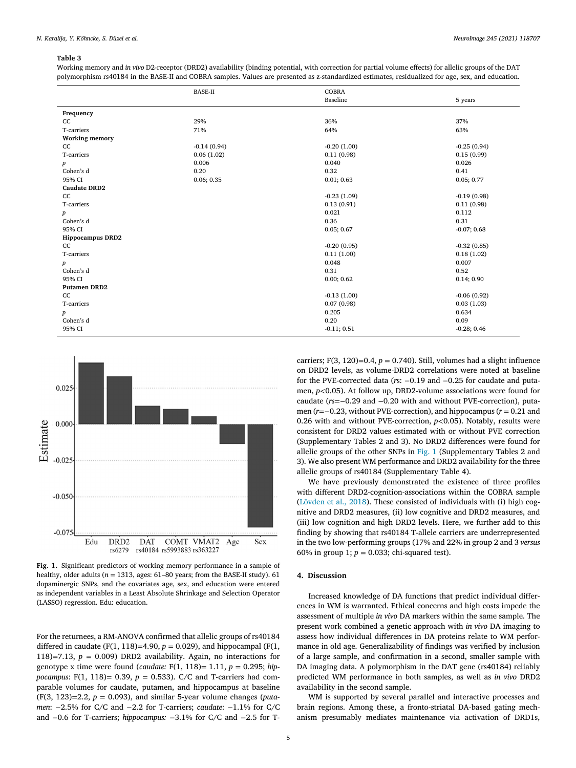**Table 3**
Working memory and *in vivo* D2-receptor (DRD2) availability (binding potential, with correction for partial volume effects) for allelic groups of the DAT polymorphism rs40184 in the BASE-II and COBRA samples. Values are presented as z-standardized estimates, residualized for age, sex, and education.

| | BASE-II | COBRA Baseline | COBRA 5 years |
|---|---|---|---|
| **Frequency** | | | |
| CC | 29% | 36% | 37% |
| T-carriers | 71% | 64% | 63% |
| **Working memory** | | | |
| CC | -0.14 (0.94) | -0.20 (1.00) | -0.25 (0.94) |
| T-carriers | 0.06 (1.02) | 0.11 (0.98) | 0.15 (0.99) |
| *p* | 0.006 | 0.040 | 0.026 |
| Cohen's d | 0.20 | 0.32 | 0.41 |
| 95% CI | 0.06; 0.35 | 0.01; 0.63 | 0.05; 0.77 |
| **Caudate DRD2** | | | |
| CC | | -0.23 (1.09) | -0.19 (0.98) |
| T-carriers | | 0.13 (0.91) | 0.11 (0.98) |
| *p* | | 0.021 | 0.112 |
| Cohen's d | | 0.36 | 0.31 |
| 95% CI | | 0.05; 0.67 | -0.07; 0.68 |
| **Hippocampus DRD2** | | | |
| CC | | -0.20 (0.95) | -0.32 (0.85) |
| T-carriers | | 0.11 (1.00) | 0.18 (1.02) |
| *p* | | 0.048 | 0.007 |
| Cohen's d | | 0.31 | 0.52 |
| 95% CI | | 0.00; 0.62 | 0.14; 0.90 |
| **Putamen DRD2** | | | |
| CC | | -0.13 (1.00) | -0.06 (0.92) |
| T-carriers | | 0.07 (0.98) | 0.03 (1.03) |
| *p* | | 0.205 | 0.634 |
| Cohen's d | | 0.20 | 0.09 |
| 95% CI | | -0.11; 0.51 | -0.28; 0.46 |

**Fig. 1.** Significant predictors of working memory performance in a sample of healthy, older adults (n = 1313, ages: 61–80 years; from the BASE-II study). 61 dopaminergic SNPs, and the covariates age, sex, and education were entered as independent variables in a Least Absolute Shrinkage and Selection Operator (LASSO) regression. Edu: education.

For the returnees, a RM-ANOVA confirmed that allelic groups of rs40184 differed in caudate ($F(1, 118)=4.90$, $p = 0.029$), and hippocampal ($F(1, 118)=7.13$, $p = 0.009$) DRD2 availability. Again, no interactions for genotype x time were found (*caudate:* $F(1, 118)= 1.11$, $p = 0.295$; *hippocampus*: $F(1, 118)= 0.39$, $p = 0.533$). C/C and T-carriers had comparable volumes for caudate, putamen, and hippocampus at baseline ($F(3, 123)=2.2$, $p = 0.093$), and similar 5-year volume changes (*putamen*: −2.5% for C/C and −2.2 for T-carriers; *caudate*: −1.1% for C/C and −0.6 for T-carriers; *hippocampus:* −3.1% for C/C and −2.5 for T-carriers; $F(3, 120)=0.4$, $p = 0.740$). Still, volumes had a slight influence on DRD2 levels, as volume-DRD2 correlations were noted at baseline for the PVE-corrected data (*r*s: −0.19 and −0.25 for caudate and putamen, $p<0.05$). At follow up, DRD2-volume associations were found for caudate (*rs*=−0.29 and −0.20 with and without PVE-correction), putamen (*r*=−0.23, without PVE-correction), and hippocampus ($r = 0.21$ and 0.26 with and without PVE-correction, $p<0.05$). Notably, results were consistent for DRD2 values estimated with or without PVE correction (Supplementary Tables 2 and 3). No DRD2 differences were found for allelic groups of the other SNPs in Fig. 1 (Supplementary Tables 2 and 3). We also present WM performance and DRD2 availability for the three allelic groups of rs40184 (Supplementary Table 4).

We have previously demonstrated the existence of three profiles with different DRD2-cognition-associations within the COBRA sample (Lövden et al., 2018). These consisted of individuals with (i) high cognitive and DRD2 measures, (ii) low cognitive and DRD2 measures, and (iii) low cognition and high DRD2 levels. Here, we further add to this finding by showing that rs40184 T-allele carriers are underrepresented in the two low-performing groups (17% and 22% in group 2 and 3 *versus* 60% in group 1; $p = 0.033$; chi-squared test).

## 4. Discussion

Increased knowledge of DA functions that predict individual differences in WM is warranted. Ethical concerns and high costs impede the assessment of multiple *in vivo* DA markers within the same sample. The present work combined a genetic approach with *in vivo* DA imaging to assess how individual differences in DA proteins relate to WM performance in old age. Generalizability of findings was verified by inclusion of a large sample, and confirmation in a second, smaller sample with DA imaging data. A polymorphism in the DAT gene (rs40184) reliably predicted WM performance in both samples, as well as *in vivo* DRD2 availability in the second sample.

WM is supported by several parallel and interactive processes and brain regions. Among these, a fronto-striatal DA-based gating mechanism presumably mediates maintenance via activation of DRD1s,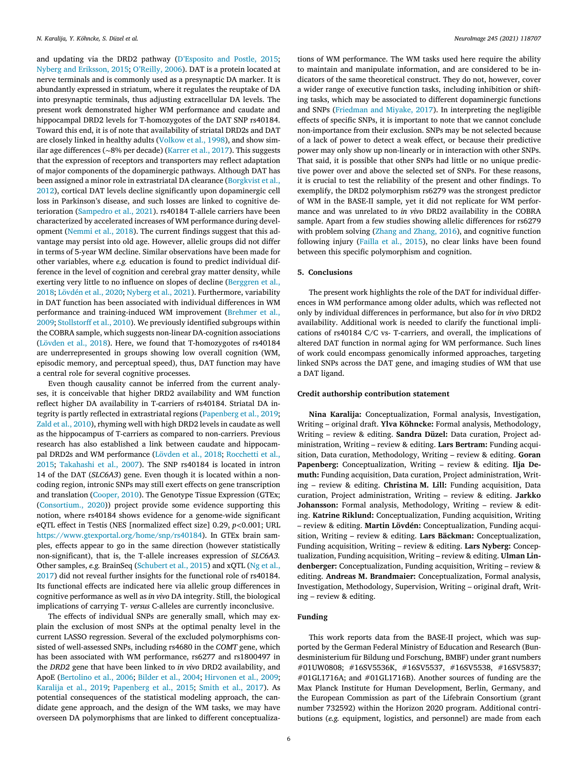and updating via the DRD2 pathway (D'Esposito and Postle, 2015; Nyberg and Eriksson, 2015; O'Reilly, 2006). DAT is a protein located at nerve terminals and is commonly used as a presynaptic DA marker. It is abundantly expressed in striatum, where it regulates the reuptake of DA into presynaptic terminals, thus adjusting extracellular DA levels. The present work demonstrated higher WM performance and caudate and hippocampal DRD2 levels for T-homozygotes of the DAT SNP rs40184. Toward this end, it is of note that availability of striatal DRD2s and DAT are closely linked in healthy adults (Volkow et al., 1998), and show similar age differences (~8% per decade) (Karrer et al., 2017). This suggests that the expression of receptors and transporters may reflect adaptation of major components of the dopaminergic pathways. Although DAT has been assigned a minor role in extrastriatal DA clearance (Borgkvist et al., 2012), cortical DAT levels decline significantly upon dopaminergic cell loss in Parkinson's disease, and such losses are linked to cognitive deterioration (Sampedro et al., 2021). rs40184 T-allele carriers have been characterized by accelerated increases of WM performance during development (Nemmi et al., 2018). The current findings suggest that this advantage may persist into old age. However, allelic groups did not differ in terms of 5-year WM decline. Similar observations have been made for other variables, where *e.g.* education is found to predict individual difference in the level of cognition and cerebral gray matter density, while exerting very little to no influence on slopes of decline (Berggren et al., 2018; Lövdén et al., 2020; Nyberg et al., 2021). Furthermore, variability in DAT function has been associated with individual differences in WM performance and training-induced WM improvement (Brehmer et al., 2009; Stollstorff et al., 2010). We previously identified subgroups within the COBRA sample, which suggests non-linear DA-cognition associations (Lövden et al., 2018). Here, we found that T-homozygotes of rs40184 are underrepresented in groups showing low overall cognition (WM, episodic memory, and perceptual speed), thus, DAT function may have a central role for several cognitive processes.

Even though causality cannot be inferred from the current analyses, it is conceivable that higher DRD2 availability and WM function reflect higher DA availability in T-carriers of rs40184. Striatal DA integrity is partly reflected in extrastriatal regions (Papenberg et al., 2019; Zald et al., 2010), rhyming well with high DRD2 levels in caudate as well as the hippocampus of T-carriers as compared to non-carriers. Previous research has also established a link between caudate and hippocampal DRD2s and WM performance (Lövden et al., 2018; Rocchetti et al., 2015; Takahashi et al., 2007). The SNP rs40184 is located in intron 14 of the DAT (*SLC6A3*) gene. Even though it is located within a non-coding region, intronic SNPs may still exert effects on gene transcription and translation (Cooper, 2010). The Genotype Tissue Expression (GTEx; (Consortium., 2020)) project provide some evidence supporting this notion, where rs40184 shows evidence for a genome-wide significant eQTL effect in Testis (NES [normalized effect size] 0.29, $p<0.001$; URL https://www.gtexportal.org/home/snp/rs40184). In GTEx brain samples, effects appear to go in the same direction (however statistically non-significant), that is, the T-allele increases expression of *SLC6A3*. Other samples, *e.g.* BrainSeq (Schubert et al., 2015) and xQTL (Ng et al., 2017) did not reveal further insights for the functional role of rs40184. Its functional effects are indicated here via allelic group differences in cognitive performance as well as *in vivo* DA integrity. Still, the biological implications of carrying T- *versus* C-alleles are currently inconclusive.

The effects of individual SNPs are generally small, which may explain the exclusion of most SNPs at the optimal penalty level in the current LASSO regression. Several of the excluded polymorphisms consisted of well-assessed SNPs, including rs4680 in the *COMT* gene, which has been associated with WM performance, rs6277 and rs1800497 in the *DRD2* gene that have been linked to *in vivo* DRD2 availability, and ApoE (Bertolino et al., 2006; Bilder et al., 2004; Hirvonen et al., 2009; Karalija et al., 2019; Papenberg et al., 2015; Smith et al., 2017). As potential consequences of the statistical modeling approach, the candidate gene approach, and the design of the WM tasks, we may have overseen DA polymorphisms that are linked to different conceptualizations of WM performance. The WM tasks used here require the ability to maintain and manipulate information, and are considered to be indicators of the same theoretical construct. They do not, however, cover a wider range of executive function tasks, including inhibition or shifting tasks, which may be associated to different dopaminergic functions and SNPs (Friedman and Miyake, 2017). In interpreting the negligible effects of specific SNPs, it is important to note that we cannot conclude non-importance from their exclusion. SNPs may be not selected because of a lack of power to detect a weak effect, or because their predictive power may only show up non-linearly or in interaction with other SNPs. That said, it is possible that other SNPs had little or no unique predictive power over and above the selected set of SNPs. For these reasons, it is crucial to test the reliability of the present and other findings. To exemplify, the DRD2 polymorphism rs6279 was the strongest predictor of WM in the BASE-II sample, yet it did not replicate for WM performance and was unrelated to *in vivo* DRD2 availability in the COBRA sample. Apart from a few studies showing allelic differences for rs6279 with problem solving (Zhang and Zhang, 2016), and cognitive function following injury (Failla et al., 2015), no clear links have been found between this specific polymorphism and cognition.

## 5. Conclusions

The present work highlights the role of the DAT for individual differences in WM performance among older adults, which was reflected not only by individual differences in performance, but also for *in vivo* DRD2 availability. Additional work is needed to clarify the functional implications of rs40184 C/C vs- T-carriers, and overall, the implications of altered DAT function in normal aging for WM performance. Such lines of work could encompass genomically informed approaches, targeting linked SNPs across the DAT gene, and imaging studies of WM that use a DAT ligand.

### Credit authorship contribution statement

**Nina Karalija:** Conceptualization, Formal analysis, Investigation, Writing – original draft. **Ylva Köhncke:** Formal analysis, Methodology, Writing – review & editing. **Sandra Düzel:** Data curation, Project administration, Writing – review & editing. **Lars Bertram:** Funding acquisition, Data curation, Methodology, Writing – review & editing. **Goran Papenberg:** Conceptualization, Writing – review & editing. **Ilja Demuth:** Funding acquisition, Data curation, Project administration, Writing – review & editing. **Christina M. Lill:** Funding acquisition, Data curation, Project administration, Writing – review & editing. **Jarkko Johansson:** Formal analysis, Methodology, Writing – review & editing. **Katrine Riklund:** Conceptualization, Funding acquisition, Writing – review & editing. **Martin Lövdén:** Conceptualization, Funding acquisition, Writing – review & editing. **Lars Bäckman:** Conceptualization, Funding acquisition, Writing – review & editing. **Lars Nyberg:** Conceptualization, Funding acquisition, Writing – review & editing. **Ulman Lindenberger:** Conceptualization, Funding acquisition, Writing – review & editing. **Andreas M. Brandmaier:** Conceptualization, Formal analysis, Investigation, Methodology, Supervision, Writing – original draft, Writing – review & editing.

### Funding

This work reports data from the BASE-II project, which was supported by the German Federal Ministry of Education and Research (Bundesministerium für Bildung und Forschung, BMBF) under grant numbers #01UW0808; #16SV5536K, #16SV5537, #16SV5538, #16SV5837; #01GL1716A; and #01GL1716B). Another sources of funding are the Max Planck Institute for Human Development, Berlin, Germany, and the European Commission as part of the Lifebrain Consortium (grant number 732592) within the Horizon 2020 program. Additional contributions (*e.g.* equipment, logistics, and personnel) are made from each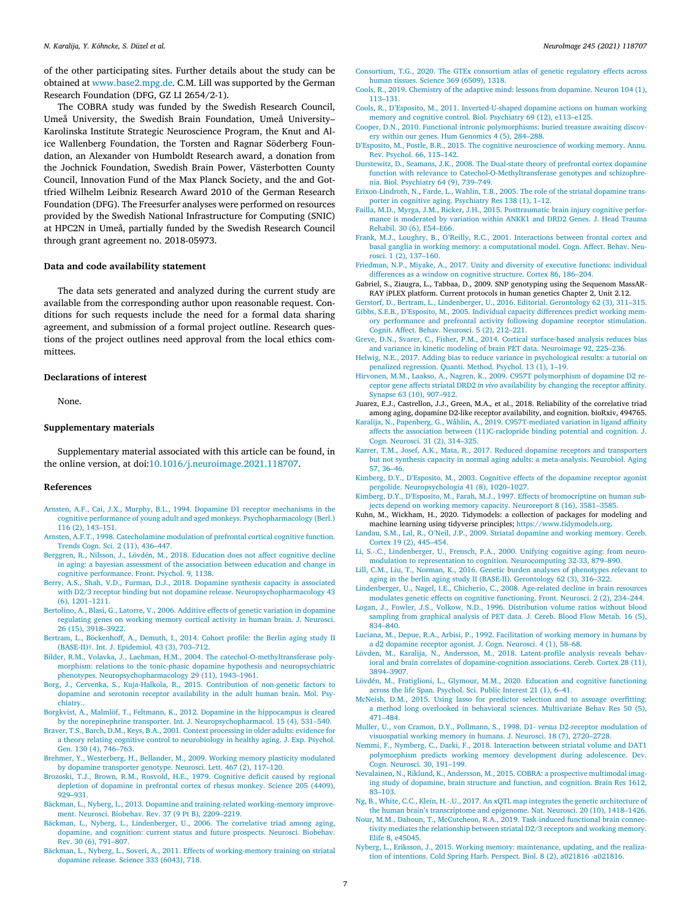of the other participating sites. Further details about the study can be obtained at www.base2.mpg.de. C.M. Lill was supported by the German Research Foundation (DFG, GZ LI 2654/2-1).

The COBRA study was funded by the Swedish Research Council, Umeå University, the Swedish Brain Foundation, Umeå University–Karolinska Institute Strategic Neuroscience Program, the Knut and Alice Wallenberg Foundation, the Torsten and Ragnar Söderberg Foundation, an Alexander von Humboldt Research award, a donation from the Jochnick Foundation, Swedish Brain Power, Västerbotten County Council, Innovation Fund of the Max Planck Society, and the and Gottfried Wilhelm Leibniz Research Award 2010 of the German Research Foundation (DFG). The Freesurfer analyses were performed on resources provided by the Swedish National Infrastructure for Computing (SNIC) at HPC2N in Umeå, partially funded by the Swedish Research Council through grant agreement no. 2018-05973.

## Data and code availability statement

The data sets generated and analyzed during the current study are available from the corresponding author upon reasonable request. Conditions for such requests include the need for a formal data sharing agreement, and submission of a formal project outline. Research questions of the project outlines need approval from the local ethics committees.

## Declarations of interest

None.

## Supplementary materials

Supplementary material associated with this article can be found, in the online version, at doi:10.1016/j.neuroimage.2021.118707.

## References

Arnsten, A.F., Cai, J.X., Murphy, B.L., 1994. Dopamine D1 receptor mechanisms in the cognitive performance of young adult and aged monkeys. Psychopharmacology (Berl.) 116 (2), 143–151.

Arnsten, A.F.T., 1998. Catecholamine modulation of prefrontal cortical cognitive function. Trends Cogn. Sci. 2 (11), 436–447.

Berggren, R., Nilsson, J., Lövdén, M., 2018. Education does not affect cognitive decline in aging: a bayesian assessment of the association between education and change in cognitive performance. Front. Psychol. 9, 1138.

Berry, A.S., Shah, V.D., Furman, D.J., 2018. Dopamine synthesis capacity is associated with D2/3 receptor binding but not dopamine release. Neuropsychopharmacology 43 (6), 1201–1211.

Bertolino, A., Blasi, G., Latorre, V., 2006. Additive effects of genetic variation in dopamine regulating genes on working memory cortical activity in human brain. J. Neurosci. 26 (15), 3918–3922.

Bertram, L., Böckenhoff, A., Demuth, I., 2014. Cohort profile: the Berlin aging study II (BASE-II)†. Int. J. Epidemiol. 43 (3), 703–712.

Bilder, R.M., Volavka, J., Lachman, H.M., 2004. The catechol-O-methyltransferase polymorphism: relations to the tonic-phasic dopamine hypothesis and neuropsychiatric phenotypes. Neuropsychopharmacology 29 (11), 1943–1961.

Borg, J., Cervenka, S., Kuja-Halkola, R., 2015. Contribution of non-genetic factors to dopamine and serotonin receptor availability in the adult human brain. Mol. Psychiatry..

Borgkvist, A., Malmlöf, T., Feltmann, K., 2012. Dopamine in the hippocampus is cleared by the norepinephrine transporter. Int. J. Neuropsychopharmacol. 15 (4), 531–540.

Braver, T.S., Barch, D.M., Keys, B.A., 2001. Context processing in older adults: evidence for a theory relating cognitive control to neurobiology in healthy aging. J. Exp. Psychol. Gen. 130 (4), 746–763.

Brehmer, Y., Westerberg, H., Bellander, M., 2009. Working memory plasticity modulated by dopamine transporter genotype. Neurosci. Lett. 467 (2), 117–120.

Brozoski, T.J., Brown, R.M., Rosvold, H.E., 1979. Cognitive deficit caused by regional depletion of dopamine in prefrontal cortex of rhesus monkey. Science 205 (4409), 929–931.

Bäckman, L., Nyberg, L., 2013. Dopamine and training-related working-memory improvement. Neurosci. Biobehav. Rev. 37 (9 Pt B), 2209–2219.

Bäckman, L., Nyberg, L., Lindenberger, U., 2006. The correlative triad among aging, dopamine, and cognition: current status and future prospects. Neurosci. Biobehav. Rev. 30 (6), 791–807.

Bäckman, L., Nyberg, L., Soveri, A., 2011. Effects of working-memory training on striatal dopamine release. Science 333 (6043), 718.

Consortium, T.G., 2020. The GTEx consortium atlas of genetic regulatory effects across human tissues. Science 369 (6509), 1318.

Cools, R., 2019. Chemistry of the adaptive mind: lessons from dopamine. Neuron 104 (1), 113–131.

Cools, R., D'Esposito, M., 2011. Inverted-U-shaped dopamine actions on human working memory and cognitive control. Biol. Psychiatry 69 (12), e113–e125.

Cooper, D.N., 2010. Functional intronic polymorphisms: buried treasure awaiting discovery within our genes. Hum Genomics 4 (5), 284–288.

D'Esposito, M., Postle, B.R., 2015. The cognitive neuroscience of working memory. Annu. Rev. Psychol. 66, 115–142.

Durstewitz, D., Seamans, J.K., 2008. The Dual-state theory of prefrontal cortex dopamine function with relevance to Catechol-O-Methyltransferase genotypes and schizophrenia. Biol. Psychiatry 64 (9), 739–749.

Erixon-Lindroth, N., Farde, L., Wahlin, T.B., 2005. The role of the striatal dopamine transporter in cognitive aging. Psychiatry Res 138 (1), 1–12.

Failla, M.D., Myrga, J.M., Ricker, J.H., 2015. Posttraumatic brain injury cognitive performance is moderated by variation within ANKK1 and DRD2 Genes. J. Head Trauma Rehabil. 30 (6), E54–E66.

Frank, M.J., Loughry, B., O'Reilly, R.C., 2001. Interactions between frontal cortex and basal ganglia in working memory: a computational model. Cogn. Affect. Behav. Neurosci. 1 (2), 137–160.

Friedman, N.P., Miyake, A., 2017. Unity and diversity of executive functions: individual differences as a window on cognitive structure. Cortex 86, 186–204.

Gabriel, S., Ziaugra, L., Tabbaa, D., 2009. SNP genotyping using the Sequenom MassARRAY iPLEX platform. Current protocols in human genetics Chapter 2, Unit 2.12.

Gerstorf, D., Bertram, L., Lindenberger, U., 2016. Editorial. Gerontology 62 (3), 311–315.

Gibbs, S.E.B., D'Esposito, M., 2005. Individual capacity differences predict working memory performance and prefrontal activity following dopamine receptor stimulation. Cognit. Affect. Behav. Neurosci. 5 (2), 212–221.

Greve, D.N., Svarer, C., Fisher, P.M., 2014. Cortical surface-based analysis reduces bias and variance in kinetic modeling of brain PET data. Neuroimage 92, 225–236.

Helwig, N.E., 2017. Adding bias to reduce variance in psychological results: a tutorial on penalized regression. Quanti. Method. Psychol. 13 (1), 1–19.

Hirvonen, M.M., Laakso, A., Nagren, K., 2009. C957T polymorphism of dopamine D2 receptor gene affects striatal DRD2 *in vivo* availability by changing the receptor affinity. Synapse 63 (10), 907–912.

Juarez, E.J., Castrellon, J.J., Green, M.A., et al., 2018. Reliability of the correlative triad among aging, dopamine D2-like receptor availability, and cognition. bioRxiv, 494765.

Karalija, N., Papenberg, G., Wåhlin, A., 2019. C957T-mediated variation in ligand affinity affects the association between (11)C-raclopride binding potential and cognition. J. Cogn. Neurosci. 31 (2), 314–325.

Karrer, T.M., Josef, A.K., Mata, R., 2017. Reduced dopamine receptors and transporters but not synthesis capacity in normal aging adults: a meta-analysis. Neurobiol. Aging 57, 36–46.

Kimberg, D.Y., D'Esposito, M., 2003. Cognitive effects of the dopamine receptor agonist pergolide. Neuropsychologia 41 (8), 1020–1027.

Kimberg, D.Y., D'Esposito, M., Farah, M.J., 1997. Effects of bromocriptine on human subjects depend on working memory capacity. Neuroreport 8 (16), 3581–3585.

Kuhn, M., Wickham, H., 2020. Tidymodels: a collection of packages for modeling and machine learning using tidyverse principles; https://www.tidymodels.org.

Landau, S.M., Lal, R., O'Neil, J.P., 2009. Striatal dopamine and working memory. Cereb. Cortex 19 (2), 445–454.

Li, S.-C., Lindenberger, U., Frensch, P.A., 2000. Unifying cognitive aging: from neuromodulation to representation to cognition. Neurocomputing 32-33, 879–890.

Lill, C.M., Liu, T., Norman, K., 2016. Genetic burden analyses of phenotypes relevant to aging in the berlin aging study II (BASE-II). Gerontology 62 (3), 316–322.

Lindenberger, U., Nagel, I.E., Chicherio, C., 2008. Age-related decline in brain resources modulates genetic effects on cognitive functioning. Front. Neurosci. 2 (2), 234–244.

Logan, J., Fowler, J.S., Volkow, N.D., 1996. Distribution volume ratios without blood sampling from graphical analysis of PET data. J. Cereb. Blood Flow Metab. 16 (5), 834–840.

Luciana, M., Depue, R.A., Arbisi, P., 1992. Facilitation of working memory in humans by a d2 dopamine receptor agonist. J. Cogn. Neurosci. 4 (1), 58–68.

Lövden, M., Karalija, N., Andersson, M., 2018. Latent-profile analysis reveals behavioral and brain correlates of dopamine-cognition associations. Cereb. Cortex 28 (11), 3894–3907.

Lövdén, M., Fratiglioni, L., Glymour, M.M., 2020. Education and cognitive functioning across the life Span. Psychol. Sci. Public Interest 21 (1), 6–41.

McNeish, D.M., 2015. Using lasso for predictor selection and to assuage overfitting: a method long overlooked in behavioral sciences. Multivariate Behav Res 50 (5), 471–484.

Muller, U., von Cramon, D.Y., Pollmann, S., 1998. D1- *versus* D2-receptor modulation of visuospatial working memory in humans. J. Neurosci. 18 (7), 2720–2728.

Nemmi, F., Nymberg, C., Darki, F., 2018. Interaction between striatal volume and DAT1 polymorphism predicts working memory development during adolescence. Dev. Cogn. Neurosci. 30, 191–199.

Nevalainen, N., Riklund, K., Andersson, M., 2015. COBRA: a prospective multimodal imaging study of dopamine, brain structure and function, and cognition. Brain Res 1612, 83–103.

Ng, B., White, C.C., Klein, H.-U., 2017. An xQTL map integrates the genetic architecture of the human brain's transcriptome and epigenome. Nat. Neurosci. 20 (10), 1418–1426.

Nour, M.M., Dahoun, T., McCutcheon, R.A., 2019. Task-induced functional brain connectivity mediates the relationship between striatal D2/3 receptors and working memory. Elife 8, e45045.

Nyberg, L., Eriksson, J., 2015. Working memory: maintenance, updating, and the realization of intentions. Cold Spring Harb. Perspect. Biol. 8 (2), a021816 -a021816.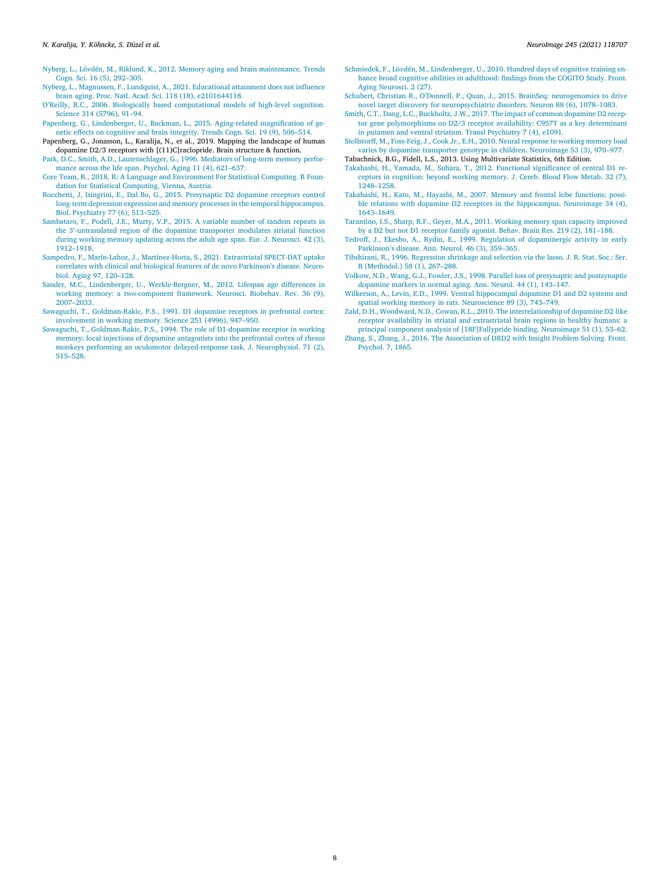Nyberg, L., Lövdén, M., Riklund, K., 2012. Memory aging and brain maintenance. Trends Cogn. Sci. 16 (5), 292–305.

Nyberg, L., Magnussen, F., Lundquist, A., 2021. Educational attainment does not influence brain aging. Proc. Natl. Acad. Sci. 118 (18), e2101644118.

O'Reilly, R.C., 2006. Biologically based computational models of high-level cognition. Science 314 (5796), 91–94.

Papenberg, G., Lindenberger, U., Backman, L., 2015. Aging-related magnification of genetic effects on cognitive and brain integrity. Trends Cogn. Sci. 19 (9), 506–514.

Papenberg, G., Jonasson, L., Karalija, N., et al., 2019. Mapping the landscape of human dopamine D2/3 receptors with [(11)C]raclopride. Brain structure & function.

Park, D.C., Smith, A.D., Lautenschlager, G., 1996. Mediators of long-term memory performance across the life span. Psychol. Aging 11 (4), 621–637.

Core Team, R., 2018. R: A Language and Environment For Statistical Computing. R Foundation for Statistical Computing, Vienna, Austria.

Rocchetti, J, Isingrini, E., Dal Bo, G., 2015. Presynaptic D2 dopamine receptors control long-term depression expression and memory processes in the temporal hippocampus. Biol. Psychiatry 77 (6), 513–525.

Sambataro, F., Podell, J.E., Murty, V.P., 2015. A variable number of tandem repeats in the 3′-untranslated region of the dopamine transporter modulates striatal function during working memory updating across the adult age span. Eur. J. Neurosci. 42 (3), 1912–1918.

Sampedro, F., Marín-Lahoz, J., Martínez-Horta, S., 2021. Extrastriatal SPECT-DAT uptake correlates with clinical and biological features of de novo Parkinson's disease. Neurobiol. Aging 97, 120–128.

Sander, M.C., Lindenberger, U., Werkle-Bergner, M., 2012. Lifespan age differences in working memory: a two-component framework. Neurosci. Biobehav. Rev. 36 (9), 2007–2033.

Sawaguchi, T., Goldman-Rakic, P.S., 1991. D1 dopamine receptors in prefrontal cortex: involvement in working memory. Science 251 (4996), 947–950.

Sawaguchi, T., Goldman-Rakic, P.S., 1994. The role of D1-dopamine receptor in working memory: local injections of dopamine antagonists into the prefrontal cortex of rhesus monkeys performing an oculomotor delayed-response task. J. Neurophysiol. 71 (2), 515–528.

Schmiedek, F., Lövdén, M., Lindenberger, U., 2010. Hundred days of cognitive training enhance broad cognitive abilities in adulthood: findings from the COGITO Study. Front. Aging Neurosci. 2 (27).

Schubert, Christian R., O'Donnell, P., Quan, J., 2015. BrainSeq: neurogenomics to drive novel target discovery for neuropsychiatric disorders. Neuron 88 (6), 1078–1083.

Smith, C.T., Dang, L.C., Buckholtz, J.W., 2017. The impact of common dopamine D2 receptor gene polymorphisms on D2/3 receptor availability: C957T as a key determinant in putamen and ventral striatum. Transl Psychiatry 7 (4), e1091.

Stollstorff, M., Foss-Feig, J., Cook Jr., E.H., 2010. Neural response to working memory load varies by dopamine transporter genotype in children. Neuroimage 53 (3), 970–977.

Tabachnick, B.G., Fidell, L.S., 2013. Using Multivariate Statistics, 6th Edition.

Takahashi, H., Yamada, M., Suhara, T., 2012. Functional significance of central D1 receptors in cognition: beyond working memory. J. Cereb. Blood Flow Metab. 32 (7), 1248–1258.

Takahashi, H., Kato, M., Hayashi, M., 2007. Memory and frontal lobe functions; possible relations with dopamine D2 receptors in the hippocampus. Neuroimage 34 (4), 1643–1649.

Tarantino, I.S., Sharp, R.F., Geyer, M.A., 2011. Working memory span capacity improved by a D2 but not D1 receptor family agonist. Behav. Brain Res. 219 (2), 181–188.

Tedroff, J., Ekesbo, A., Rydin, E., 1999. Regulation of dopaminergic activity in early Parkinson's disease. Ann. Neurol. 46 (3), 359–365.

Tibshirani, R., 1996. Regression shrinkage and selection via the lasso. J. R. Stat. Soc.: Ser. B (Methodol.) 58 (1), 267–288.

Volkow, N.D., Wang, G.J., Fowler, J.S., 1998. Parallel loss of presynaptic and postsynaptic dopamine markers in normal aging. Ann. Neurol. 44 (1), 143–147.

Wilkerson, A., Levin, E.D., 1999. Ventral hippocampal dopamine D1 and D2 systems and spatial working memory in rats. Neuroscience 89 (3), 743–749.

Zald, D.H., Woodward, N.D., Cowan, R.L., 2010. The interrelationship of dopamine D2-like receptor availability in striatal and extrastriatal brain regions in healthy humans: a principal component analysis of [18F]Fallypride binding. Neuroimage 51 (1), 53–62.

Zhang, S., Zhang, J., 2016. The Association of DRD2 with Insight Problem Solving. Front. Psychol. 7, 1865.